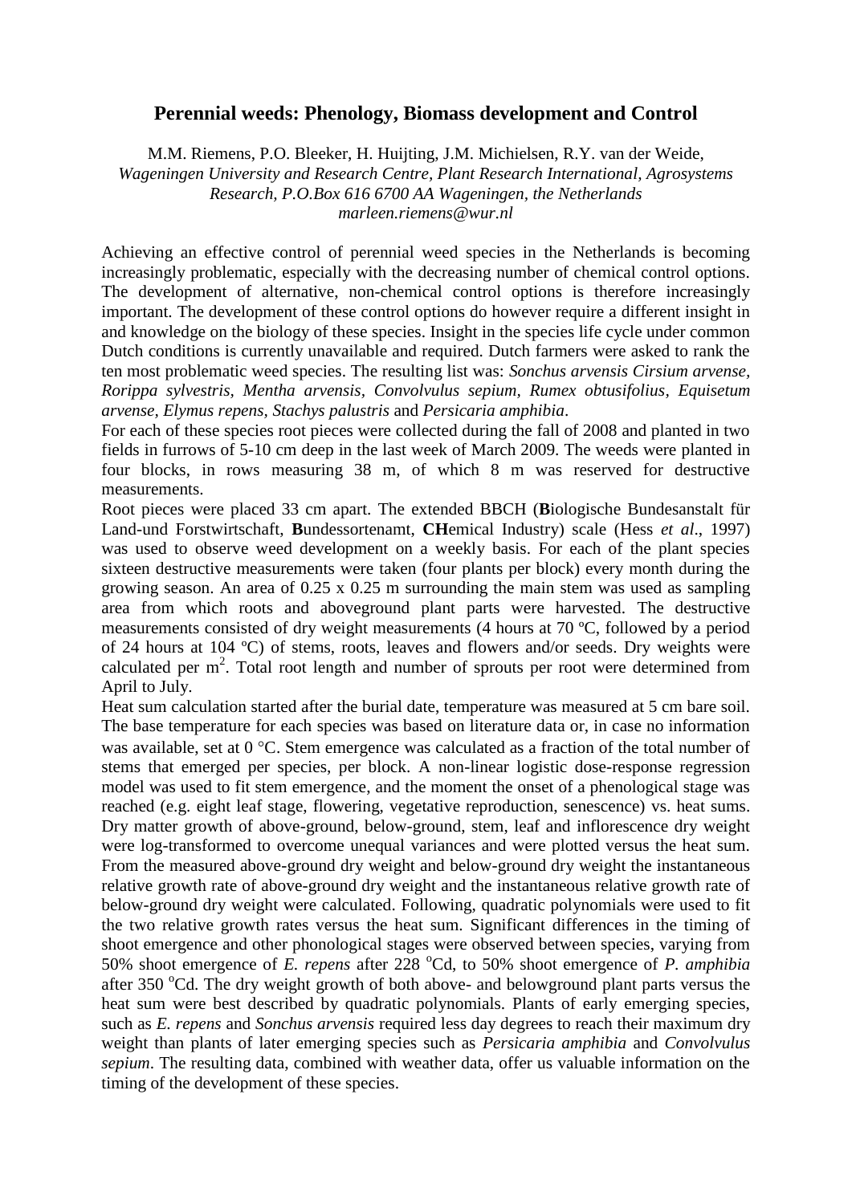# Perennial weeds: Phenology, Biomass development and Control

M.M. Riemens, P.O. Bleeker, H. Huijting, J.M. Michielsen, R.Y. van der Weide,
*Wageningen University and Research Centre, Plant Research International, Agrosystems Research, P.O.Box 616 6700 AA Wageningen, the Netherlands*
*marleen.riemens@wur.nl*

Achieving an effective control of perennial weed species in the Netherlands is becoming increasingly problematic, especially with the decreasing number of chemical control options. The development of alternative, non-chemical control options is therefore increasingly important. The development of these control options do however require a different insight in and knowledge on the biology of these species. Insight in the species life cycle under common Dutch conditions is currently unavailable and required. Dutch farmers were asked to rank the ten most problematic weed species. The resulting list was: *Sonchus arvensis Cirsium arvense, Rorippa sylvestris, Mentha arvensis, Convolvulus sepium, Rumex obtusifolius, Equisetum arvense, Elymus repens, Stachys palustris* and *Persicaria amphibia*.

For each of these species root pieces were collected during the fall of 2008 and planted in two fields in furrows of 5-10 cm deep in the last week of March 2009. The weeds were planted in four blocks, in rows measuring 38 m, of which 8 m was reserved for destructive measurements.

Root pieces were placed 33 cm apart. The extended BBCH (**B**iologische Bundesanstalt für Land-und Forstwirtschaft, **B**undessortenamt, **CH**emical Industry) scale (Hess *et al*., 1997) was used to observe weed development on a weekly basis. For each of the plant species sixteen destructive measurements were taken (four plants per block) every month during the growing season. An area of 0.25 x 0.25 m surrounding the main stem was used as sampling area from which roots and aboveground plant parts were harvested. The destructive measurements consisted of dry weight measurements (4 hours at 70 ºC, followed by a period of 24 hours at 104 ºC) of stems, roots, leaves and flowers and/or seeds. Dry weights were calculated per $m^2$. Total root length and number of sprouts per root were determined from April to July.

Heat sum calculation started after the burial date, temperature was measured at 5 cm bare soil. The base temperature for each species was based on literature data or, in case no information was available, set at 0 °C. Stem emergence was calculated as a fraction of the total number of stems that emerged per species, per block. A non-linear logistic dose-response regression model was used to fit stem emergence, and the moment the onset of a phenological stage was reached (e.g. eight leaf stage, flowering, vegetative reproduction, senescence) vs. heat sums. Dry matter growth of above-ground, below-ground, stem, leaf and inflorescence dry weight were log-transformed to overcome unequal variances and were plotted versus the heat sum. From the measured above-ground dry weight and below-ground dry weight the instantaneous relative growth rate of above-ground dry weight and the instantaneous relative growth rate of below-ground dry weight were calculated. Following, quadratic polynomials were used to fit the two relative growth rates versus the heat sum. Significant differences in the timing of shoot emergence and other phonological stages were observed between species, varying from 50% shoot emergence of *E. repens* after 228 $^{o}$Cd, to 50% shoot emergence of *P. amphibia* after 350 $^{o}$Cd. The dry weight growth of both above- and belowground plant parts versus the heat sum were best described by quadratic polynomials. Plants of early emerging species, such as *E. repens* and *Sonchus arvensis* required less day degrees to reach their maximum dry weight than plants of later emerging species such as *Persicaria amphibia* and *Convolvulus sepium*. The resulting data, combined with weather data, offer us valuable information on the timing of the development of these species.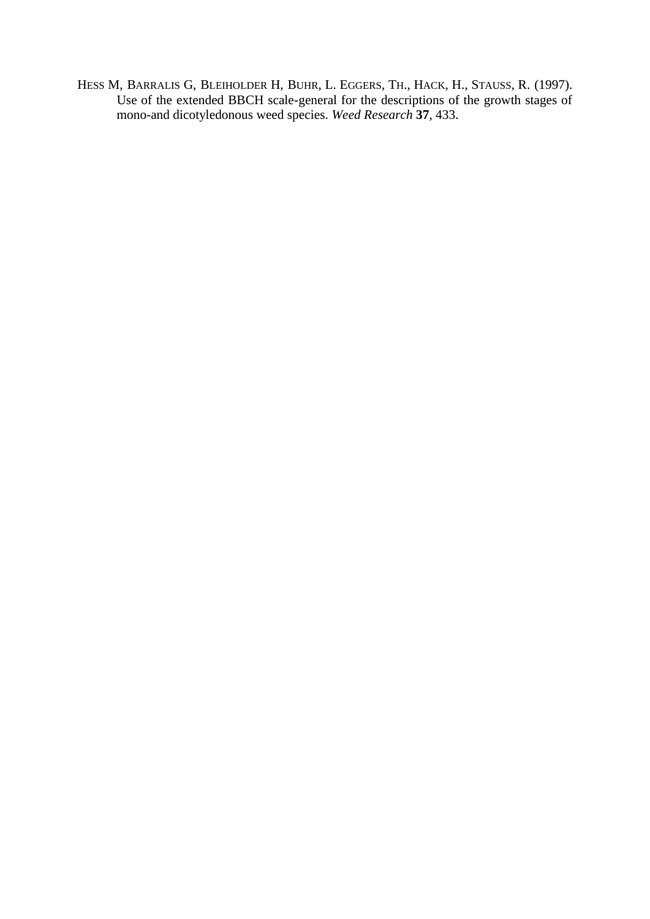HESS M, BARRALIS G, BLEIHOLDER H, BUHR, L. EGGERS, TH., HACK, H., STAUSS, R. (1997). Use of the extended BBCH scale-general for the descriptions of the growth stages of mono-and dicotyledonous weed species. *Weed Research* **37**, 433.